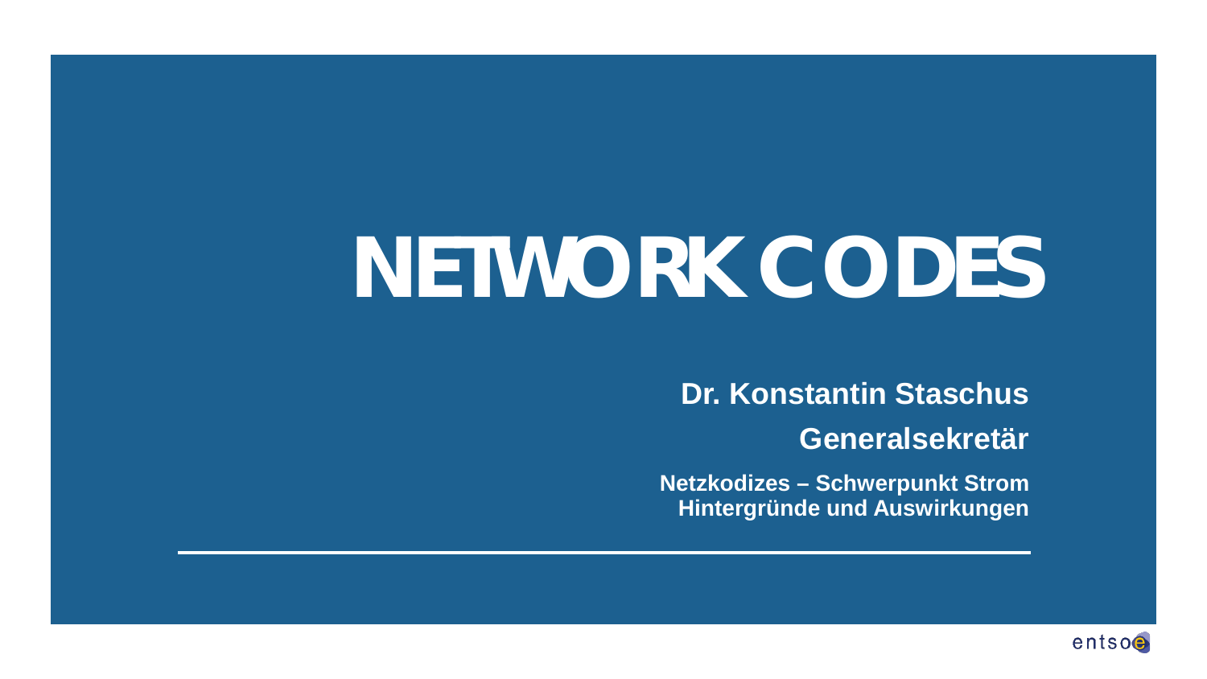# NETWORK CODES

**Dr. Konstantin Staschus**

**Generalsekretär**

**Netzkodizes – Schwerpunkt Strom**
**Hintergründe und Auswirkungen**

entsoe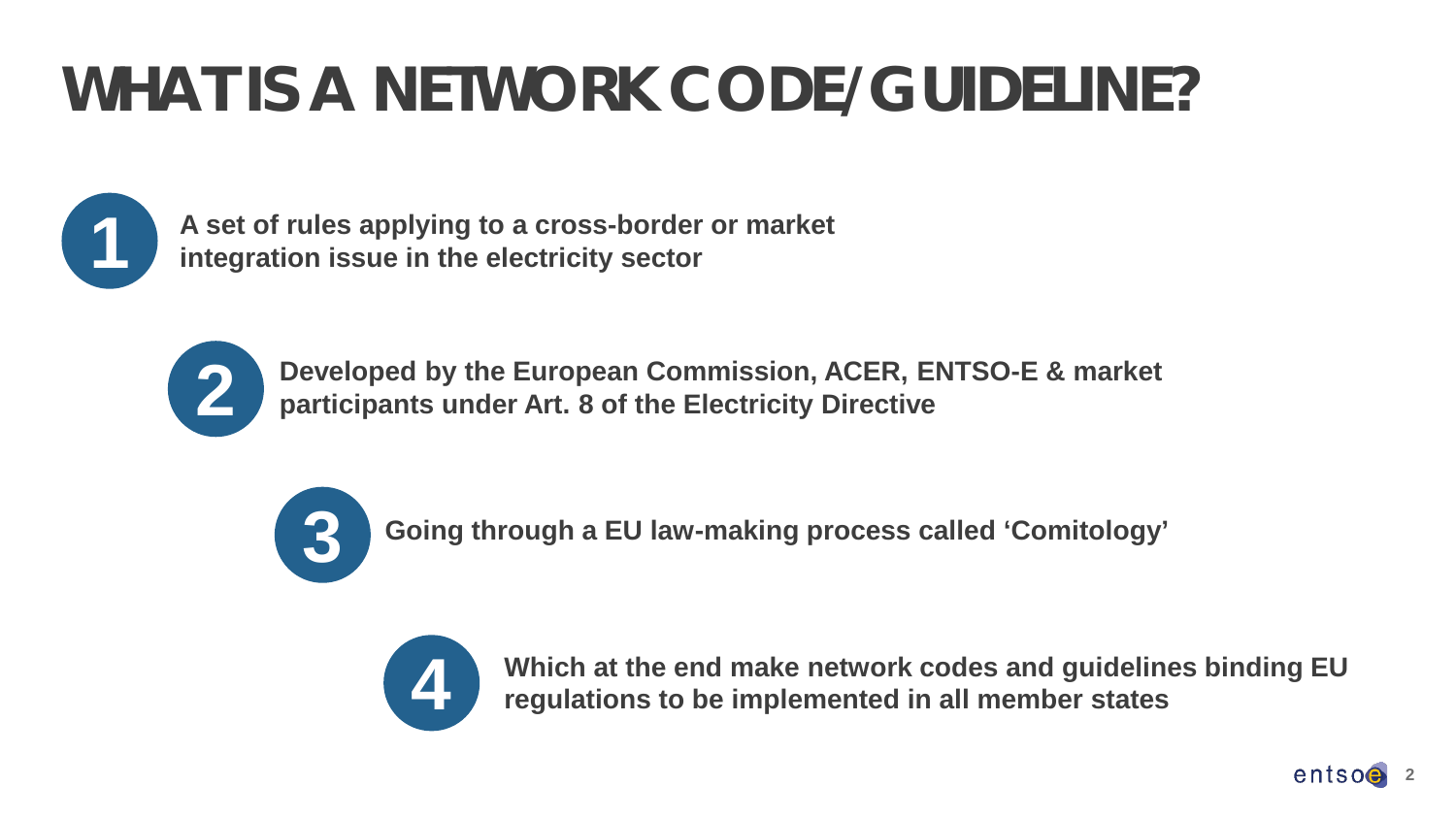# WHAT IS A NETWORK CODE/GUIDELINE?

1. **A set of rules applying to a cross-border or market integration issue in the electricity sector**

2. **Developed by the European Commission, ACER, ENTSO-E & market participants under Art. 8 of the Electricity Directive**

3. **Going through a EU law-making process called 'Comitology'**

4. **Which at the end make network codes and guidelines binding EU regulations to be implemented in all member states**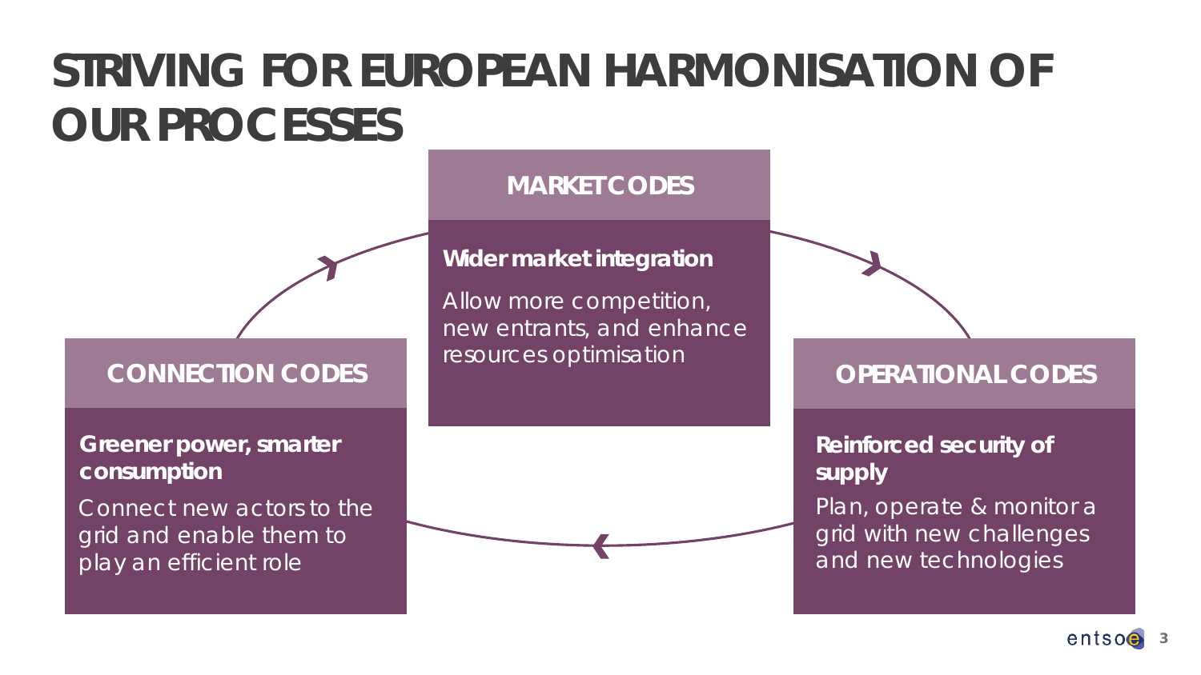# STRIVING FOR EUROPEAN HARMONISATION OF OUR PROCESSES

## MARKET CODES

**Wider market integration**

Allow more competition, new entrants, and enhance resources optimisation

## OPERATIONAL CODES

**Reinforced security of supply**

Plan, operate & monitor a grid with new challenges and new technologies

## CONNECTION CODES

**Greener power, smarter consumption**

Connect new actors to the grid and enable them to play an efficient role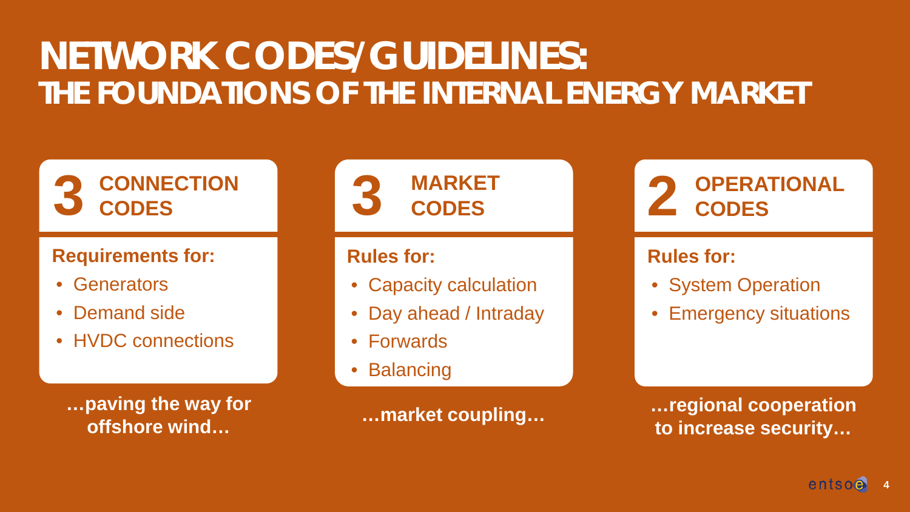# NETWORK CODES/GUIDELINES:
## THE FOUNDATIONS OF THE INTERNAL ENERGY MARKET

### 3 CONNECTION CODES

**Requirements for:**

- Generators
- Demand side
- HVDC connections

**…paving the way for offshore wind…**

### 3 MARKET CODES

**Rules for:**

- Capacity calculation
- Day ahead / Intraday
- Forwards
- Balancing

**…market coupling…**

### 2 OPERATIONAL CODES

**Rules for:**

- System Operation
- Emergency situations

**…regional cooperation to increase security…**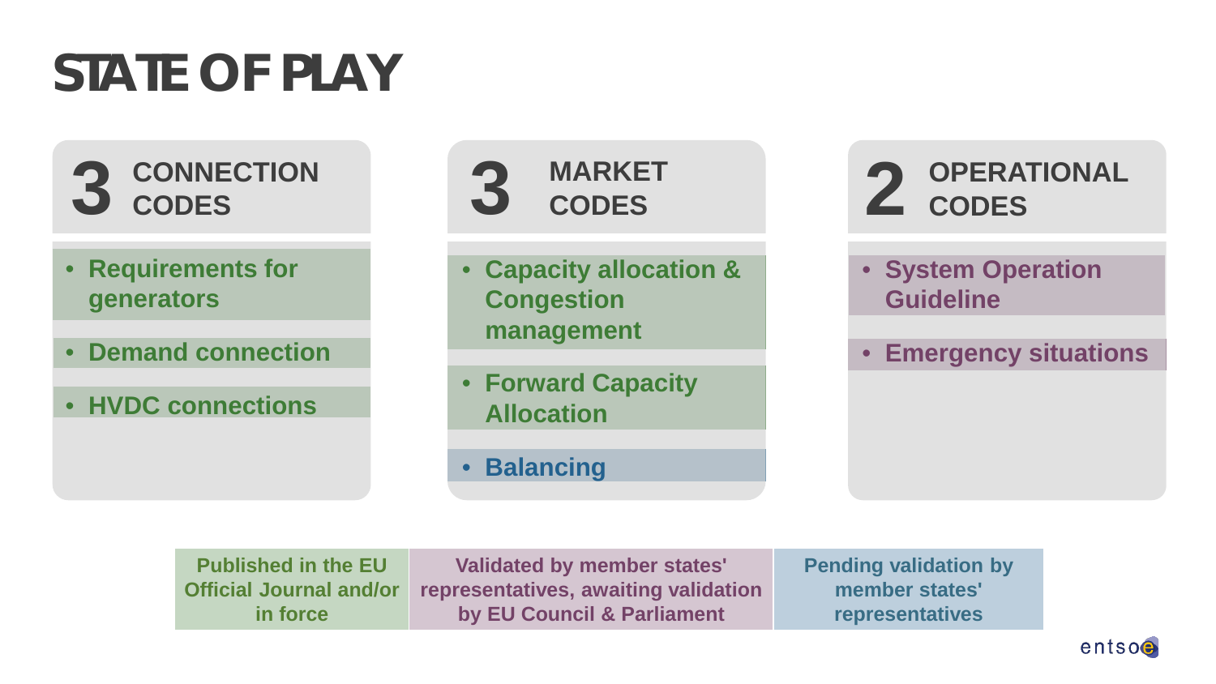# STATE OF PLAY

## 3 CONNECTION CODES

- Requirements for generators
- Demand connection
- HVDC connections

## 3 MARKET CODES

- Capacity allocation & Congestion management
- Forward Capacity Allocation
- Balancing

## 2 OPERATIONAL CODES

- System Operation Guideline
- Emergency situations

| | | |
|---|---|---|
| Published in the EU Official Journal and/or in force | Validated by member states' representatives, awaiting validation by EU Council & Parliament | Pending validation by member states' representatives |

entsoe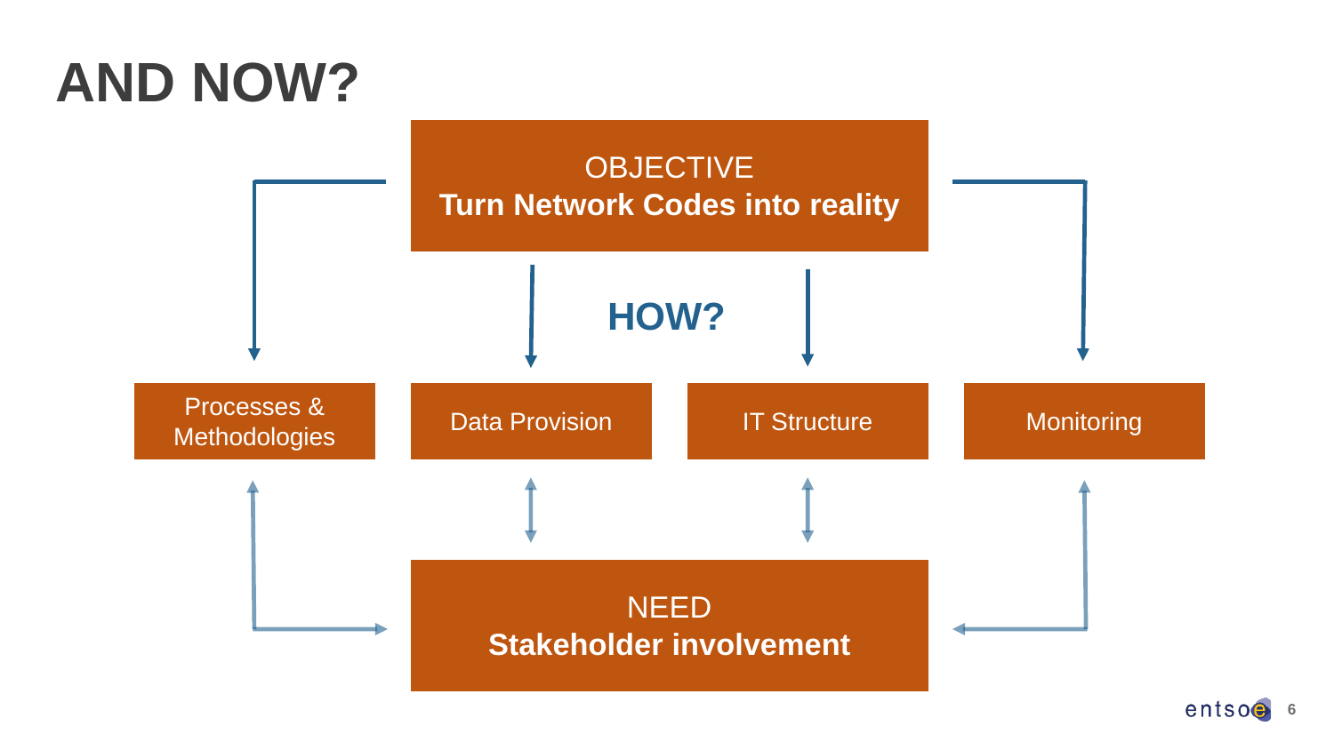# AND NOW?

OBJECTIVE
**Turn Network Codes into reality**

**HOW?**

Processes & Methodologies

Data Provision

IT Structure

Monitoring

NEED
**Stakeholder involvement**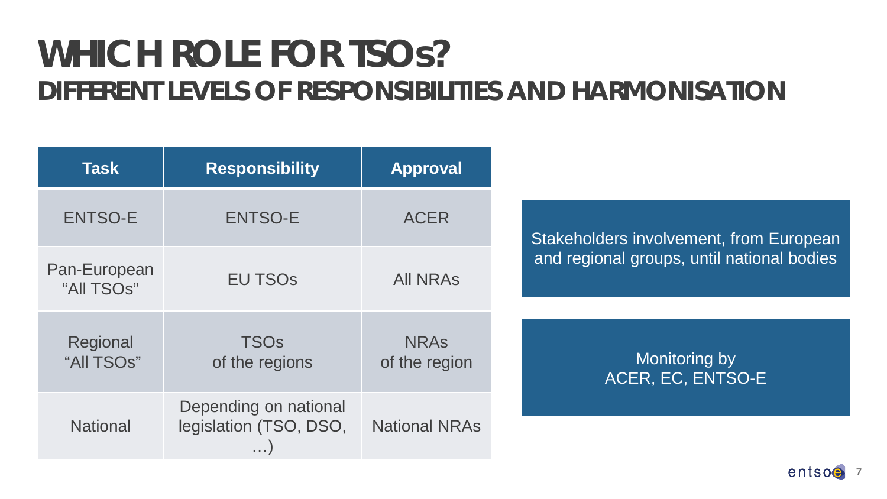# WHICH ROLE FOR TSOs?

## DIFFERENT LEVELS OF RESPONSIBILITIES AND HARMONISATION

| Task | Responsibility | Approval |
| --- | --- | --- |
| ENTSO-E | ENTSO-E | ACER |
| Pan-European "All TSOs" | EU TSOs | All NRAs |
| Regional "All TSOs" | TSOs of the regions | NRAs of the region |
| National | Depending on national legislation (TSO, DSO, …) | National NRAs |

Stakeholders involvement, from European and regional groups, until national bodies

Monitoring by ACER, EC, ENTSO-E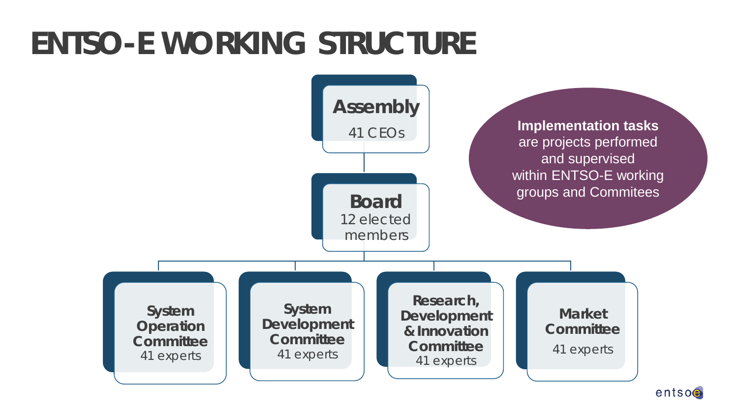# ENTSO-E WORKING STRUCTURE

**Assembly**
41 CEOs

**Board**
12 elected members

**System Operation Committee**
41 experts

**System Development Committee**
41 experts

**Research, Development & Innovation Committee**
41 experts

**Market Committee**
41 experts

**Implementation tasks** are projects performed and supervised within ENTSO-E working groups and Commitees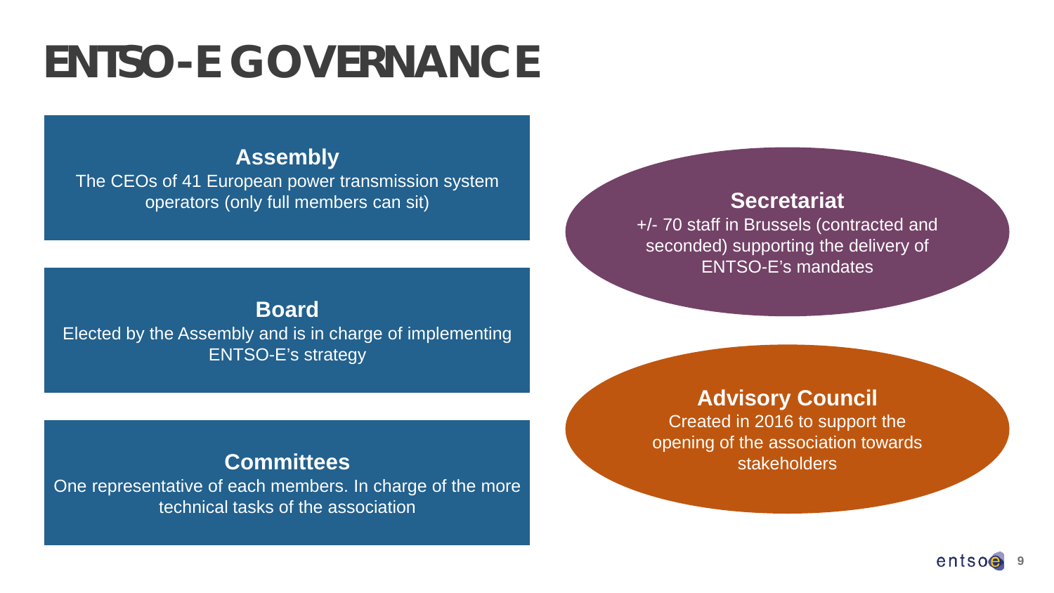# ENTSO-E GOVERNANCE

## Assembly

The CEOs of 41 European power transmission system operators (only full members can sit)

## Board

Elected by the Assembly and is in charge of implementing ENTSO-E's strategy

## Committees

One representative of each members. In charge of the more technical tasks of the association

## Secretariat

+/- 70 staff in Brussels (contracted and seconded) supporting the delivery of ENTSO-E's mandates

## Advisory Council

Created in 2016 to support the opening of the association towards stakeholders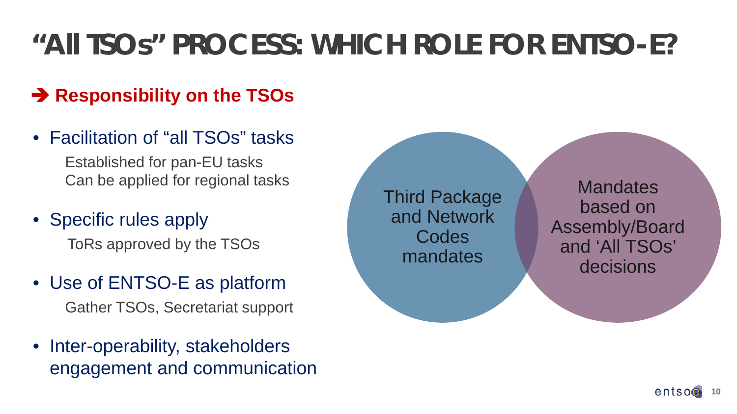# "All TSOs" PROCESS: WHICH ROLE FOR ENTSO-E?

## ➔ Responsibility on the TSOs

- Facilitation of "all TSOs" tasks
  Established for pan-EU tasks
  Can be applied for regional tasks
- Specific rules apply
  ToRs approved by the TSOs
- Use of ENTSO-E as platform
  Gather TSOs, Secretariat support
- Inter-operability, stakeholders engagement and communication

Third Package and Network Codes mandates

Mandates based on Assembly/Board and 'All TSOs' decisions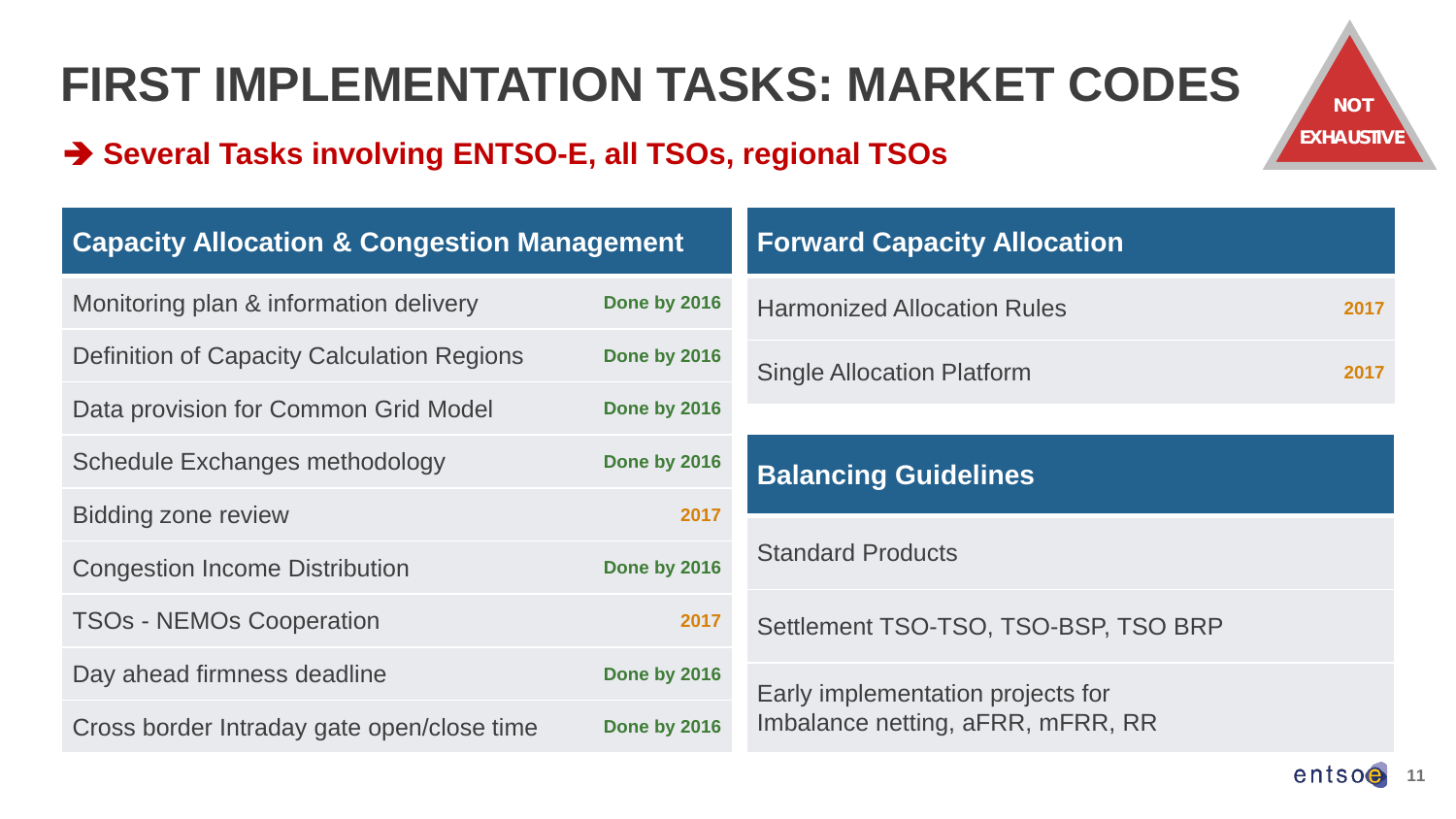# FIRST IMPLEMENTATION TASKS: MARKET CODES

**➔ Several Tasks involving ENTSO-E, all TSOs, regional TSOs**

NOT EXHAUSTIVE

| Capacity Allocation & Congestion Management | |
|---|---|
| Monitoring plan & information delivery | Done by 2016 |
| Definition of Capacity Calculation Regions | Done by 2016 |
| Data provision for Common Grid Model | Done by 2016 |
| Schedule Exchanges methodology | Done by 2016 |
| Bidding zone review | 2017 |
| Congestion Income Distribution | Done by 2016 |
| TSOs - NEMOs Cooperation | 2017 |
| Day ahead firmness deadline | Done by 2016 |
| Cross border Intraday gate open/close time | Done by 2016 |

| Forward Capacity Allocation | |
|---|---|
| Harmonized Allocation Rules | 2017 |
| Single Allocation Platform | 2017 |

| Balancing Guidelines |
|---|
| Standard Products |
| Settlement TSO-TSO, TSO-BSP, TSO BRP |
| Early implementation projects for Imbalance netting, aFRR, mFRR, RR |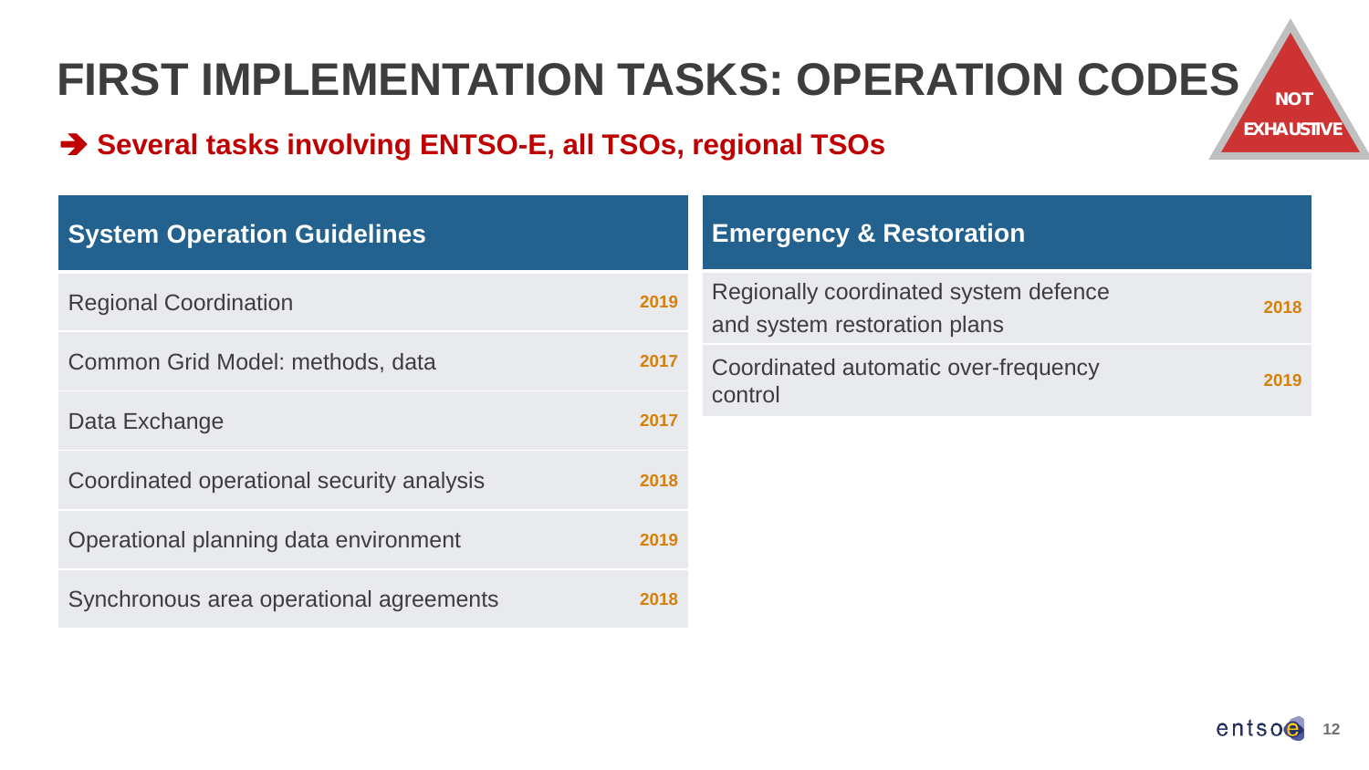# FIRST IMPLEMENTATION TASKS: OPERATION CODES

**NOT EXHAUSTIVE**

**➔ Several tasks involving ENTSO-E, all TSOs, regional TSOs**

| System Operation Guidelines | |
|---|---|
| Regional Coordination | **2019** |
| Common Grid Model: methods, data | **2017** |
| Data Exchange | **2017** |
| Coordinated operational security analysis | **2018** |
| Operational planning data environment | **2019** |
| Synchronous area operational agreements | **2018** |

| Emergency & Restoration | |
|---|---|
| Regionally coordinated system defence and system restoration plans | **2018** |
| Coordinated automatic over-frequency control | **2019** |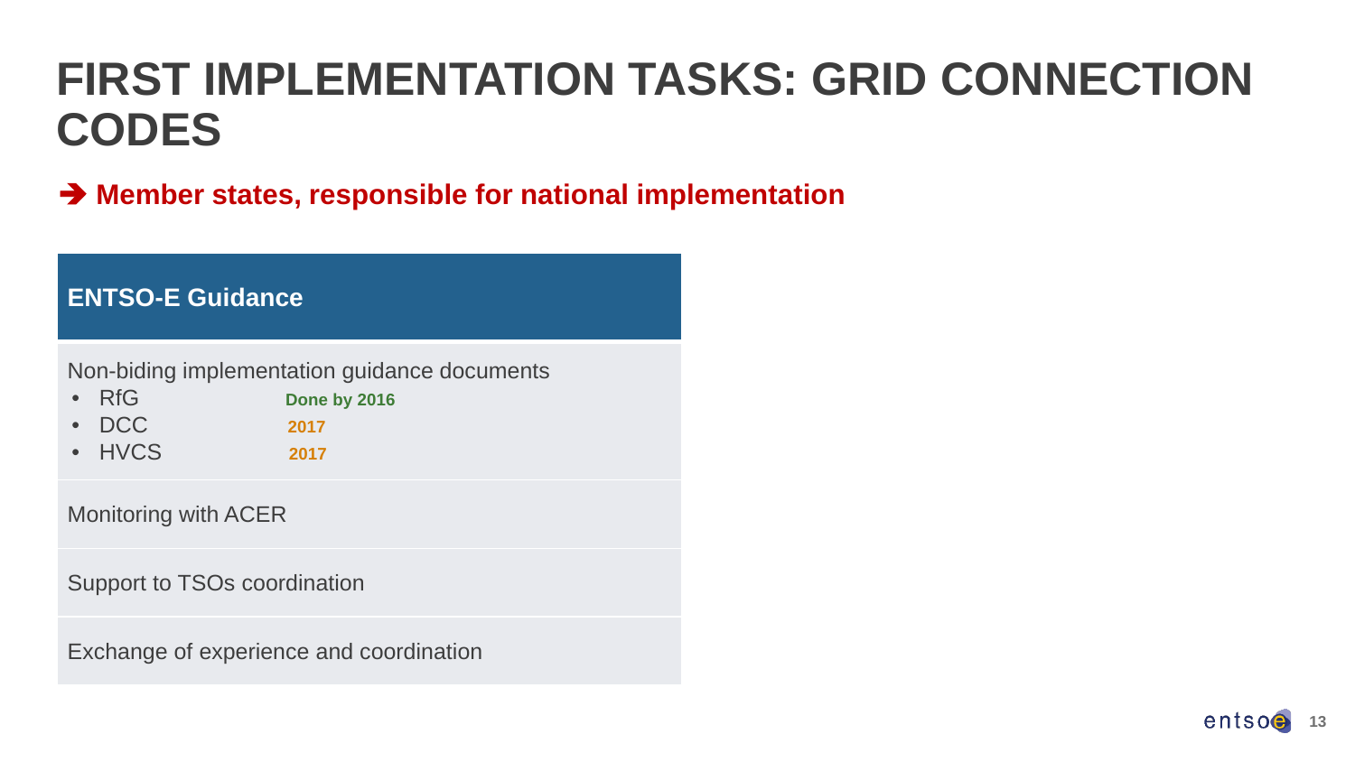# FIRST IMPLEMENTATION TASKS: GRID CONNECTION CODES

**➔ Member states, responsible for national implementation**

| ENTSO-E Guidance |
| --- |
| Non-biding implementation guidance documents<br>• RfG — **Done by 2016**<br>• DCC — **2017**<br>• HVCS — **2017** |
| Monitoring with ACER |
| Support to TSOs coordination |
| Exchange of experience and coordination |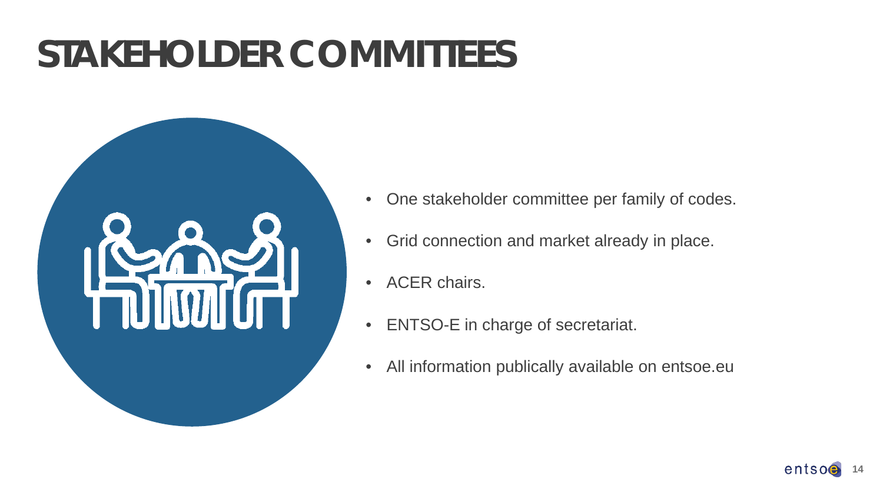# STAKEHOLDER COMMITTEES

- One stakeholder committee per family of codes.
- Grid connection and market already in place.
- ACER chairs.
- ENTSO-E in charge of secretariat.
- All information publically available on entsoe.eu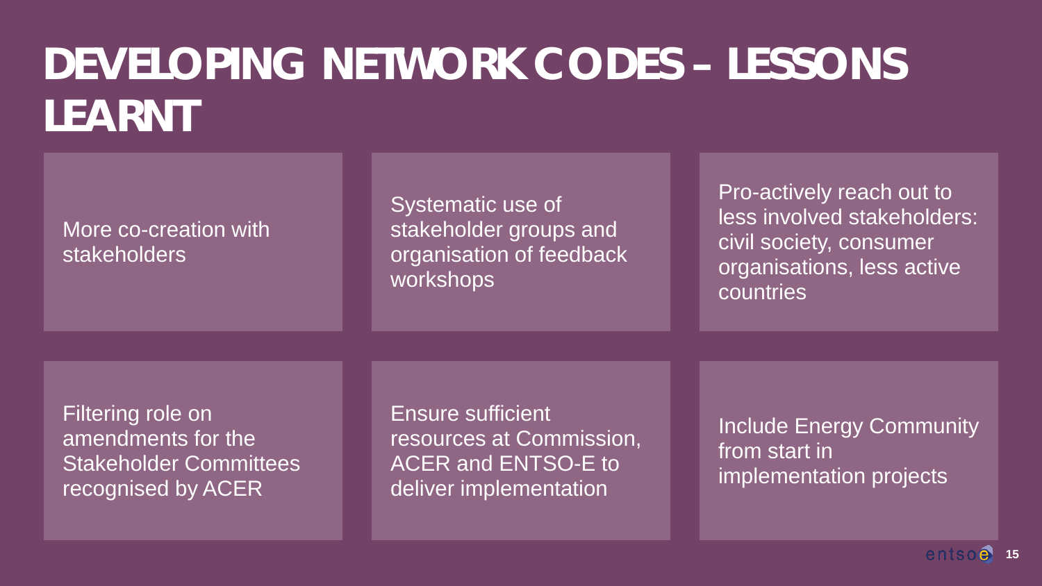# DEVELOPING NETWORK CODES – LESSONS LEARNT

- More co-creation with stakeholders
- Systematic use of stakeholder groups and organisation of feedback workshops
- Pro-actively reach out to less involved stakeholders: civil society, consumer organisations, less active countries
- Filtering role on amendments for the Stakeholder Committees recognised by ACER
- Ensure sufficient resources at Commission, ACER and ENTSO-E to deliver implementation
- Include Energy Community from start in implementation projects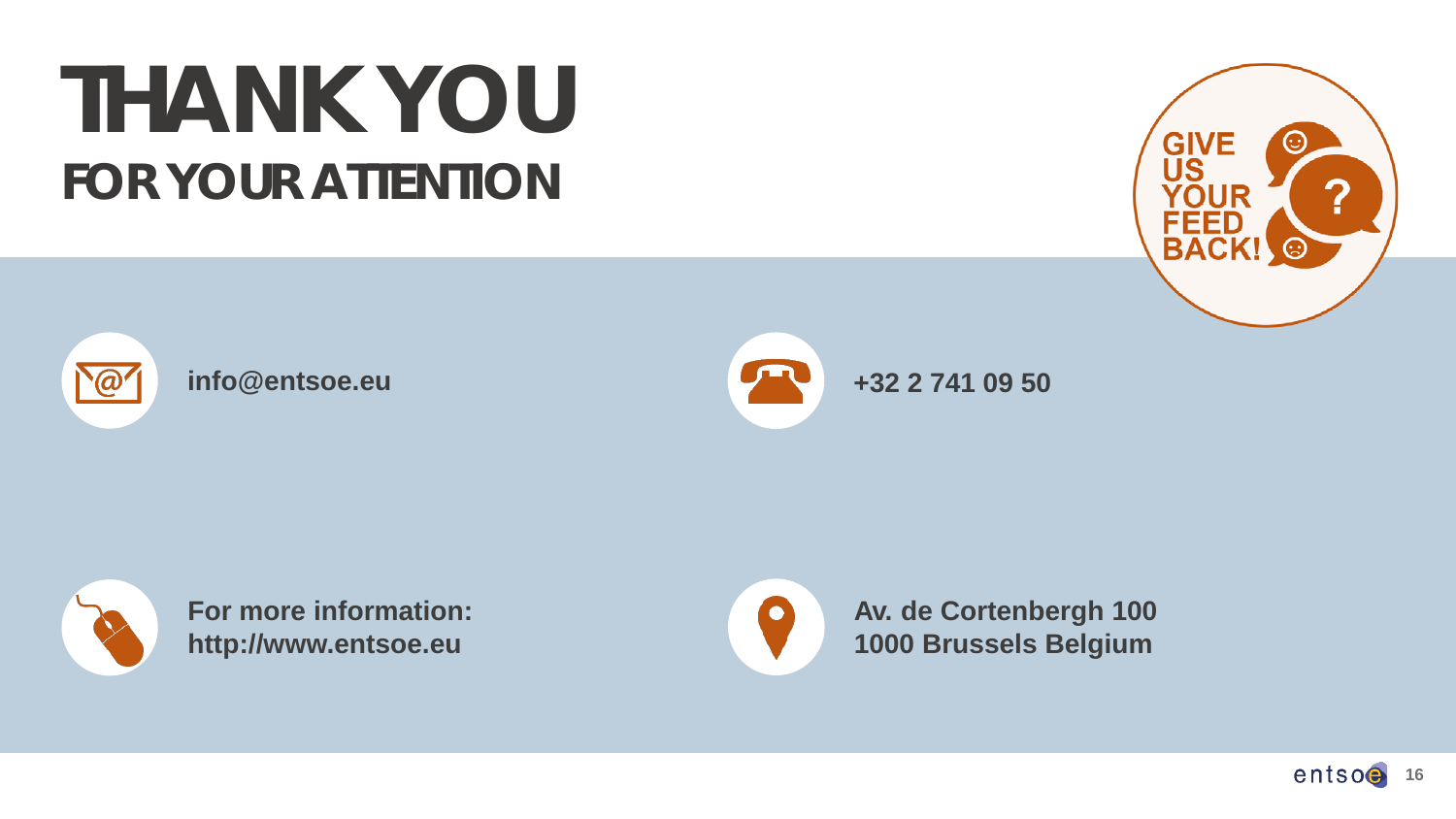# THANK YOU

## FOR YOUR ATTENTION

GIVE US YOUR FEED BACK!

info@entsoe.eu

+32 2 741 09 50

For more information:
http://www.entsoe.eu

Av. de Cortenbergh 100
1000 Brussels Belgium